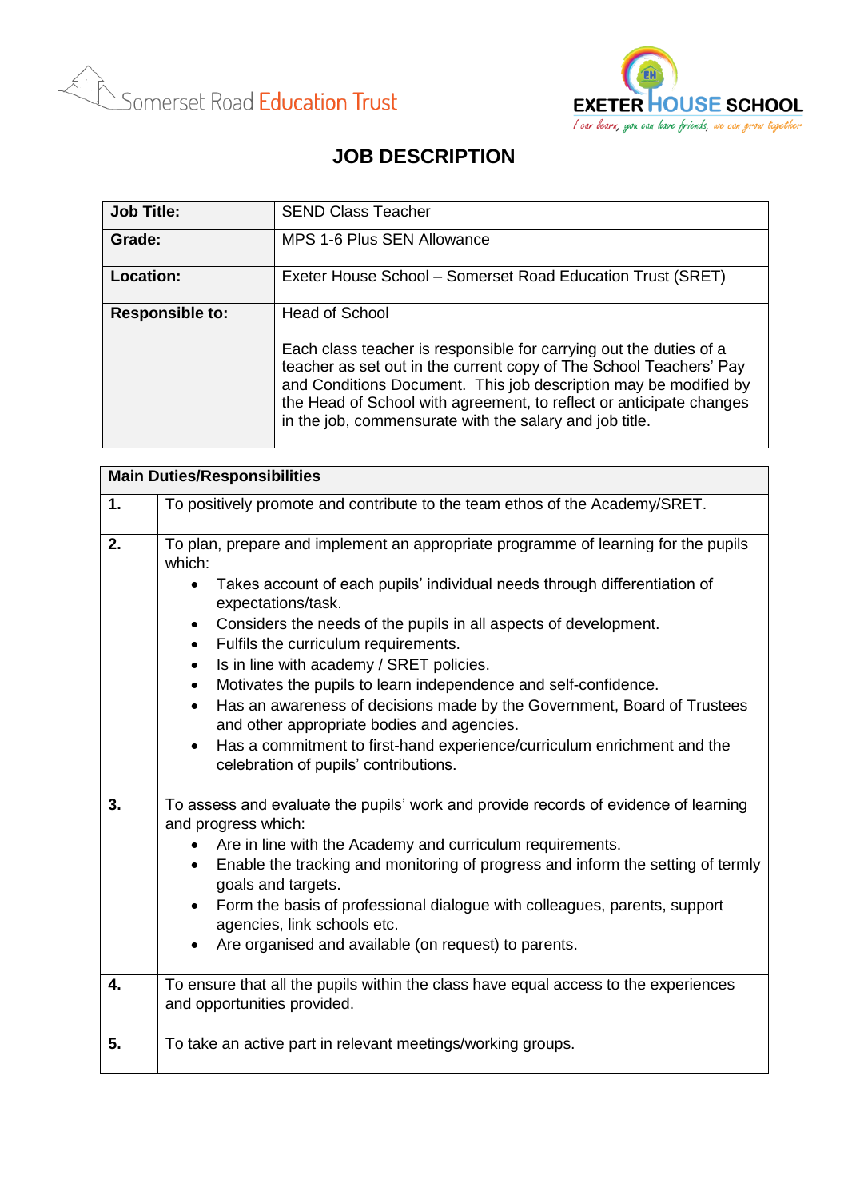Somerset Road Education Trust

EXETER HOUSE SCHOOL
*I can learn, you can have friends, we can grow together*

# JOB DESCRIPTION

| **Job Title:** | SEND Class Teacher |
|---|---|
| **Grade:** | MPS 1-6 Plus SEN Allowance |
| **Location:** | Exeter House School – Somerset Road Education Trust (SRET) |
| **Responsible to:** | Head of School<br><br>Each class teacher is responsible for carrying out the duties of a teacher as set out in the current copy of The School Teachers' Pay and Conditions Document. This job description may be modified by the Head of School with agreement, to reflect or anticipate changes in the job, commensurate with the salary and job title. |

| **Main Duties/Responsibilities** | |
|---|---|
| **1.** | To positively promote and contribute to the team ethos of the Academy/SRET. |
| **2.** | To plan, prepare and implement an appropriate programme of learning for the pupils which:<br>• Takes account of each pupils' individual needs through differentiation of expectations/task.<br>• Considers the needs of the pupils in all aspects of development.<br>• Fulfils the curriculum requirements.<br>• Is in line with academy / SRET policies.<br>• Motivates the pupils to learn independence and self-confidence.<br>• Has an awareness of decisions made by the Government, Board of Trustees and other appropriate bodies and agencies.<br>• Has a commitment to first-hand experience/curriculum enrichment and the celebration of pupils' contributions. |
| **3.** | To assess and evaluate the pupils' work and provide records of evidence of learning and progress which:<br>• Are in line with the Academy and curriculum requirements.<br>• Enable the tracking and monitoring of progress and inform the setting of termly goals and targets.<br>• Form the basis of professional dialogue with colleagues, parents, support agencies, link schools etc.<br>• Are organised and available (on request) to parents. |
| **4.** | To ensure that all the pupils within the class have equal access to the experiences and opportunities provided. |
| **5.** | To take an active part in relevant meetings/working groups. |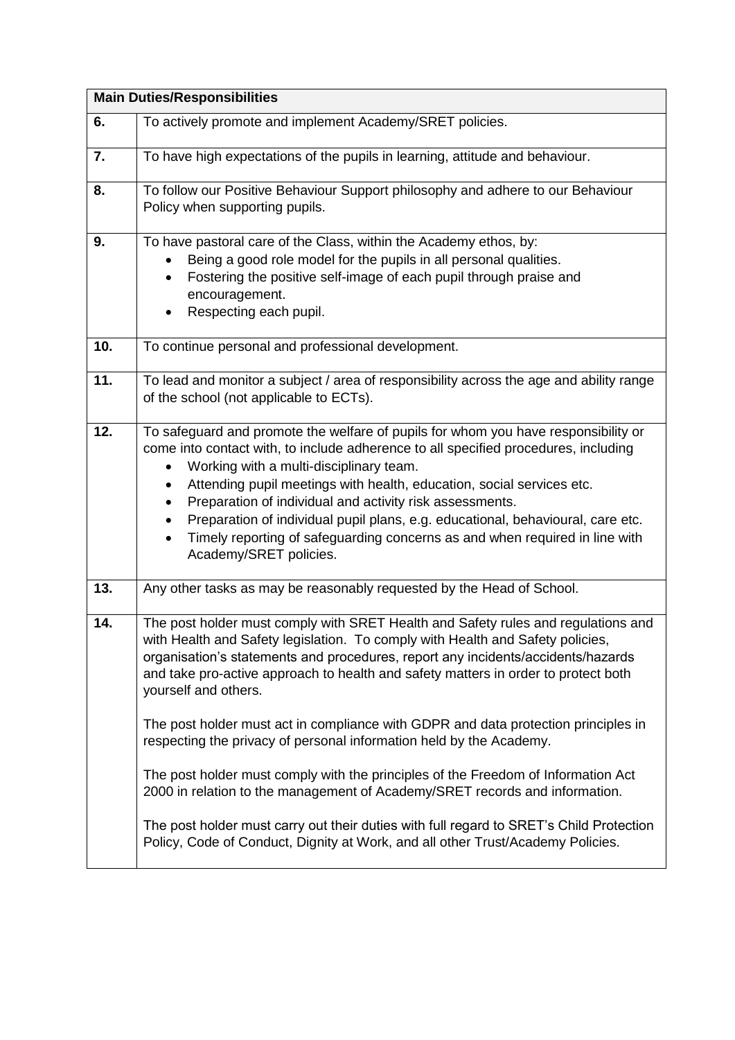| Main Duties/Responsibilities | |
|---|---|
| **6.** | To actively promote and implement Academy/SRET policies. |
| **7.** | To have high expectations of the pupils in learning, attitude and behaviour. |
| **8.** | To follow our Positive Behaviour Support philosophy and adhere to our Behaviour Policy when supporting pupils. |
| **9.** | To have pastoral care of the Class, within the Academy ethos, by:<br>• Being a good role model for the pupils in all personal qualities.<br>• Fostering the positive self-image of each pupil through praise and encouragement.<br>• Respecting each pupil. |
| **10.** | To continue personal and professional development. |
| **11.** | To lead and monitor a subject / area of responsibility across the age and ability range of the school (not applicable to ECTs). |
| **12.** | To safeguard and promote the welfare of pupils for whom you have responsibility or come into contact with, to include adherence to all specified procedures, including<br>• Working with a multi-disciplinary team.<br>• Attending pupil meetings with health, education, social services etc.<br>• Preparation of individual and activity risk assessments.<br>• Preparation of individual pupil plans, e.g. educational, behavioural, care etc.<br>• Timely reporting of safeguarding concerns as and when required in line with Academy/SRET policies. |
| **13.** | Any other tasks as may be reasonably requested by the Head of School. |
| **14.** | The post holder must comply with SRET Health and Safety rules and regulations and with Health and Safety legislation. To comply with Health and Safety policies, organisation's statements and procedures, report any incidents/accidents/hazards and take pro-active approach to health and safety matters in order to protect both yourself and others.<br><br>The post holder must act in compliance with GDPR and data protection principles in respecting the privacy of personal information held by the Academy.<br><br>The post holder must comply with the principles of the Freedom of Information Act 2000 in relation to the management of Academy/SRET records and information.<br><br>The post holder must carry out their duties with full regard to SRET's Child Protection Policy, Code of Conduct, Dignity at Work, and all other Trust/Academy Policies. |